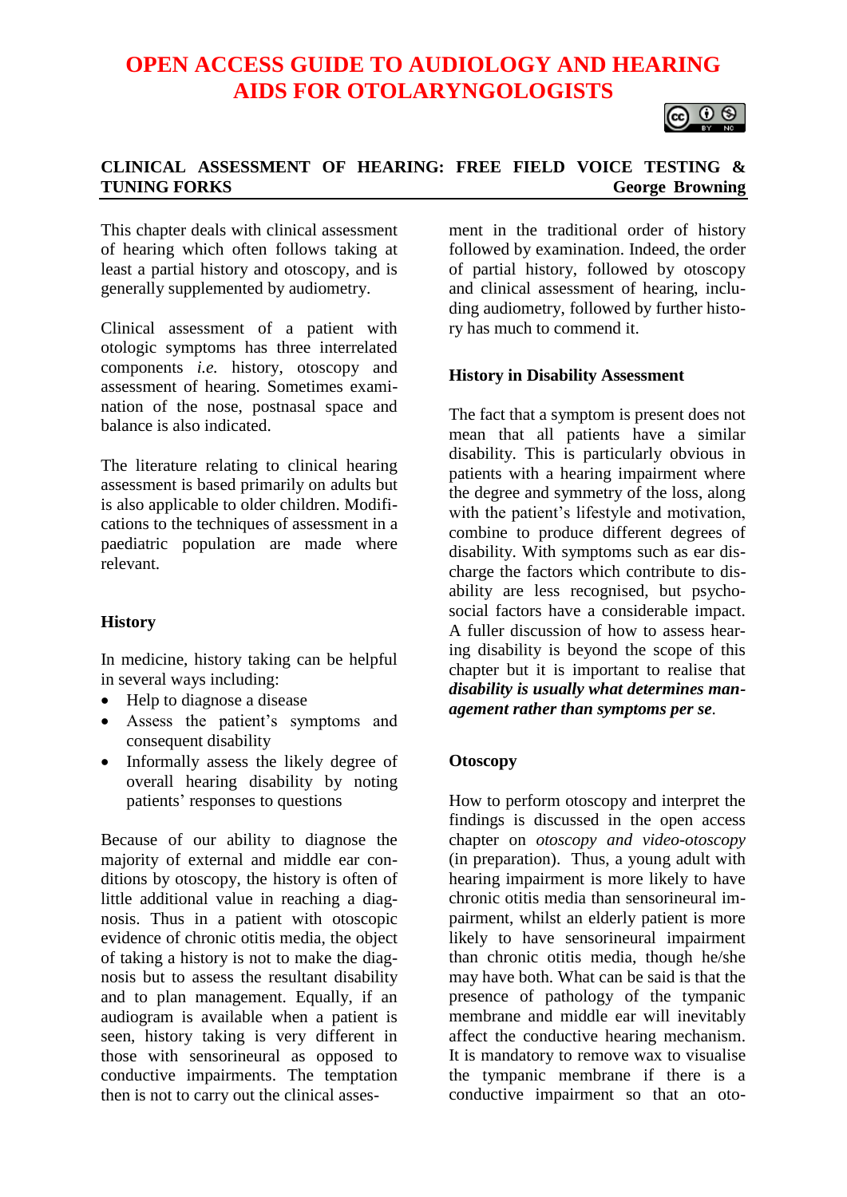# OPEN ACCESS GUIDE TO AUDIOLOGY AND HEARING AIDS FOR OTOLARYNGOLOGISTS

## CLINICAL ASSESSMENT OF HEARING: FREE FIELD VOICE TESTING & TUNING FORKS

George Browning

This chapter deals with clinical assessment of hearing which often follows taking at least a partial history and otoscopy, and is generally supplemented by audiometry.

Clinical assessment of a patient with otologic symptoms has three interrelated components *i.e.* history, otoscopy and assessment of hearing. Sometimes examination of the nose, postnasal space and balance is also indicated.

The literature relating to clinical hearing assessment is based primarily on adults but is also applicable to older children. Modifications to the techniques of assessment in a paediatric population are made where relevant.

### History

In medicine, history taking can be helpful in several ways including:

- Help to diagnose a disease
- Assess the patient's symptoms and consequent disability
- Informally assess the likely degree of overall hearing disability by noting patients' responses to questions

Because of our ability to diagnose the majority of external and middle ear conditions by otoscopy, the history is often of little additional value in reaching a diagnosis. Thus in a patient with otoscopic evidence of chronic otitis media, the object of taking a history is not to make the diagnosis but to assess the resultant disability and to plan management. Equally, if an audiogram is available when a patient is seen, history taking is very different in those with sensorineural as opposed to conductive impairments. The temptation then is not to carry out the clinical assessment in the traditional order of history followed by examination. Indeed, the order of partial history, followed by otoscopy and clinical assessment of hearing, including audiometry, followed by further history has much to commend it.

### History in Disability Assessment

The fact that a symptom is present does not mean that all patients have a similar disability. This is particularly obvious in patients with a hearing impairment where the degree and symmetry of the loss, along with the patient's lifestyle and motivation, combine to produce different degrees of disability. With symptoms such as ear discharge the factors which contribute to disability are less recognised, but psychosocial factors have a considerable impact. A fuller discussion of how to assess hearing disability is beyond the scope of this chapter but it is important to realise that ***disability is usually what determines management rather than symptoms per se***.

### Otoscopy

How to perform otoscopy and interpret the findings is discussed in the open access chapter on *otoscopy and video-otoscopy* (in preparation). Thus, a young adult with hearing impairment is more likely to have chronic otitis media than sensorineural impairment, whilst an elderly patient is more likely to have sensorineural impairment than chronic otitis media, though he/she may have both. What can be said is that the presence of pathology of the tympanic membrane and middle ear will inevitably affect the conductive hearing mechanism. It is mandatory to remove wax to visualise the tympanic membrane if there is a conductive impairment so that an oto-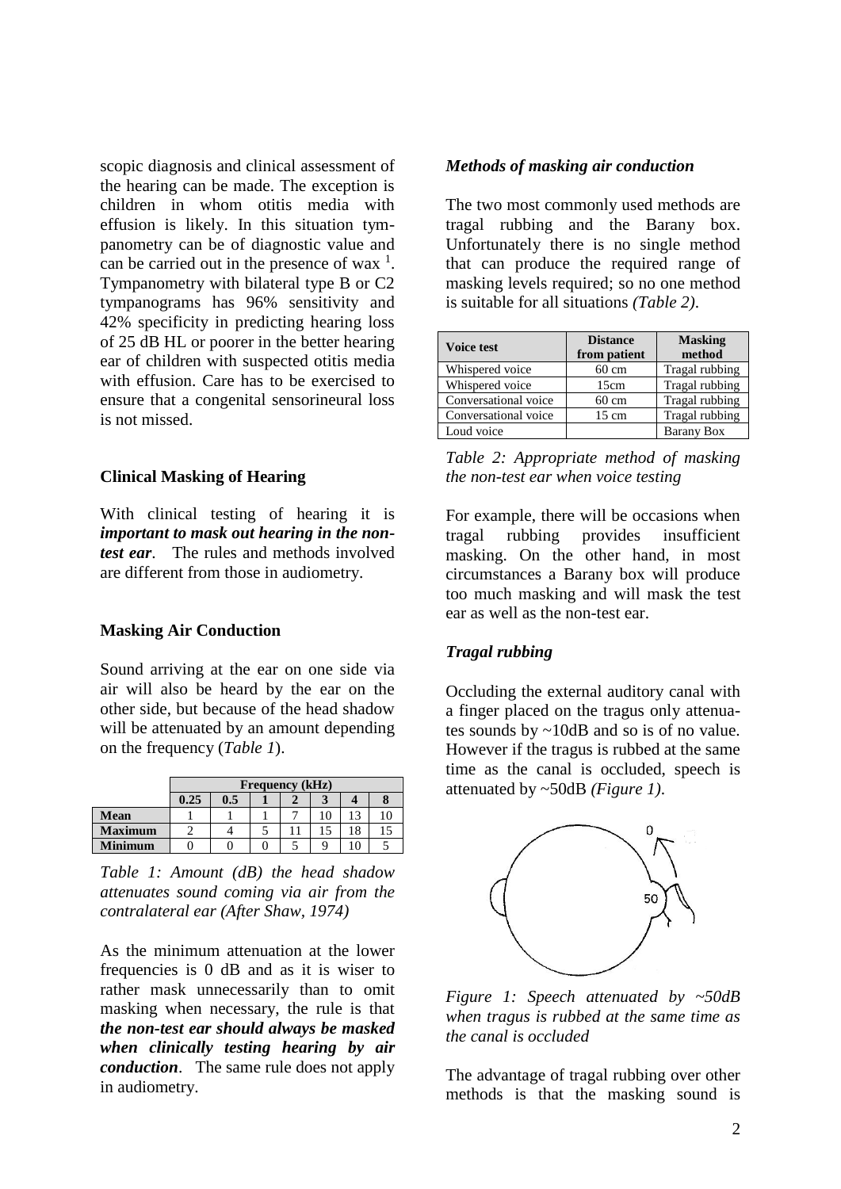scopic diagnosis and clinical assessment of the hearing can be made. The exception is children in whom otitis media with effusion is likely. In this situation tympanometry can be of diagnostic value and can be carried out in the presence of wax [1]. Tympanometry with bilateral type B or C2 tympanograms has 96% sensitivity and 42% specificity in predicting hearing loss of 25 dB HL or poorer in the better hearing ear of children with suspected otitis media with effusion. Care has to be exercised to ensure that a congenital sensorineural loss is not missed.

## Clinical Masking of Hearing

With clinical testing of hearing it is ***important to mask out hearing in the non-test ear***. The rules and methods involved are different from those in audiometry.

## Masking Air Conduction

Sound arriving at the ear on one side via air will also be heard by the ear on the other side, but because of the head shadow will be attenuated by an amount depending on the frequency (*Table 1*).

| | Frequency (kHz) | | | | | | |
|---|---|---|---|---|---|---|---|
| | **0.25** | **0.5** | **1** | **2** | **3** | **4** | **8** |
| **Mean** | 1 | 1 | 1 | 7 | 10 | 13 | 10 |
| **Maximum** | 2 | 4 | 5 | 11 | 15 | 18 | 15 |
| **Minimum** | 0 | 0 | 0 | 5 | 9 | 10 | 5 |

*Table 1: Amount (dB) the head shadow attenuates sound coming via air from the contralateral ear (After Shaw, 1974)*

As the minimum attenuation at the lower frequencies is 0 dB and as it is wiser to rather mask unnecessarily than to omit masking when necessary, the rule is that ***the non-test ear should always be masked when clinically testing hearing by air conduction***. The same rule does not apply in audiometry.

### *Methods of masking air conduction*

The two most commonly used methods are tragal rubbing and the Barany box. Unfortunately there is no single method that can produce the required range of masking levels required; so no one method is suitable for all situations *(Table 2)*.

| Voice test | Distance from patient | Masking method |
|---|---|---|
| Whispered voice | 60 cm | Tragal rubbing |
| Whispered voice | 15cm | Tragal rubbing |
| Conversational voice | 60 cm | Tragal rubbing |
| Conversational voice | 15 cm | Tragal rubbing |
| Loud voice | | Barany Box |

*Table 2: Appropriate method of masking the non-test ear when voice testing*

For example, there will be occasions when tragal rubbing provides insufficient masking. On the other hand, in most circumstances a Barany box will produce too much masking and will mask the test ear as well as the non-test ear.

### *Tragal rubbing*

Occluding the external auditory canal with a finger placed on the tragus only attenuates sounds by ~10dB and so is of no value. However if the tragus is rubbed at the same time as the canal is occluded, speech is attenuated by ~50dB *(Figure 1)*.

*Figure 1: Speech attenuated by ~50dB when tragus is rubbed at the same time as the canal is occluded*

The advantage of tragal rubbing over other methods is that the masking sound is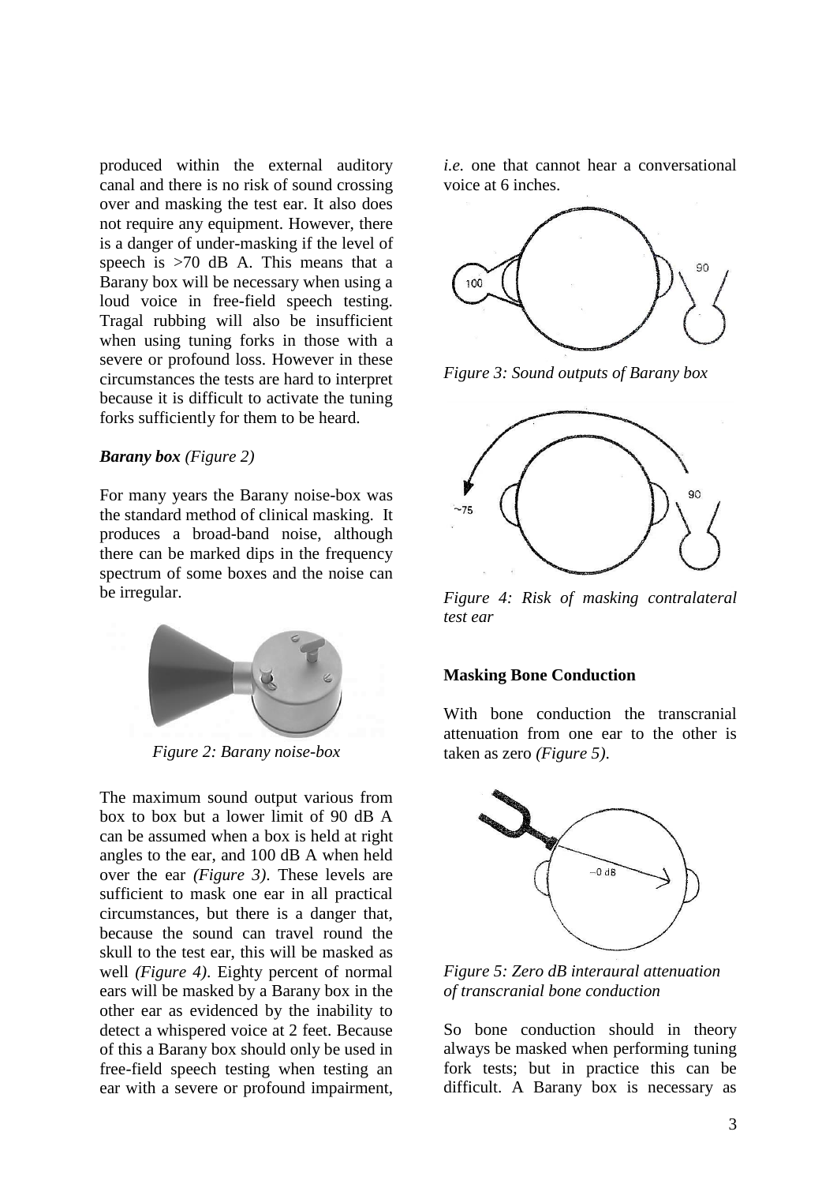produced within the external auditory canal and there is no risk of sound crossing over and masking the test ear. It also does not require any equipment. However, there is a danger of under-masking if the level of speech is >70 dB A. This means that a Barany box will be necessary when using a loud voice in free-field speech testing. Tragal rubbing will also be insufficient when using tuning forks in those with a severe or profound loss. However in these circumstances the tests are hard to interpret because it is difficult to activate the tuning forks sufficiently for them to be heard.

***Barany box*** *(Figure 2)*

For many years the Barany noise-box was the standard method of clinical masking. It produces a broad-band noise, although there can be marked dips in the frequency spectrum of some boxes and the noise can be irregular.

*Figure 2: Barany noise-box*

The maximum sound output various from box to box but a lower limit of 90 dB A can be assumed when a box is held at right angles to the ear, and 100 dB A when held over the ear *(Figure 3)*. These levels are sufficient to mask one ear in all practical circumstances, but there is a danger that, because the sound can travel round the skull to the test ear, this will be masked as well *(Figure 4)*. Eighty percent of normal ears will be masked by a Barany box in the other ear as evidenced by the inability to detect a whispered voice at 2 feet. Because of this a Barany box should only be used in free-field speech testing when testing an ear with a severe or profound impairment, *i.e.* one that cannot hear a conversational voice at 6 inches.

*Figure 3: Sound outputs of Barany box*

*Figure 4: Risk of masking contralateral test ear*

**Masking Bone Conduction**

With bone conduction the transcranial attenuation from one ear to the other is taken as zero *(Figure 5)*.

*Figure 5: Zero dB interaural attenuation of transcranial bone conduction*

So bone conduction should in theory always be masked when performing tuning fork tests; but in practice this can be difficult. A Barany box is necessary as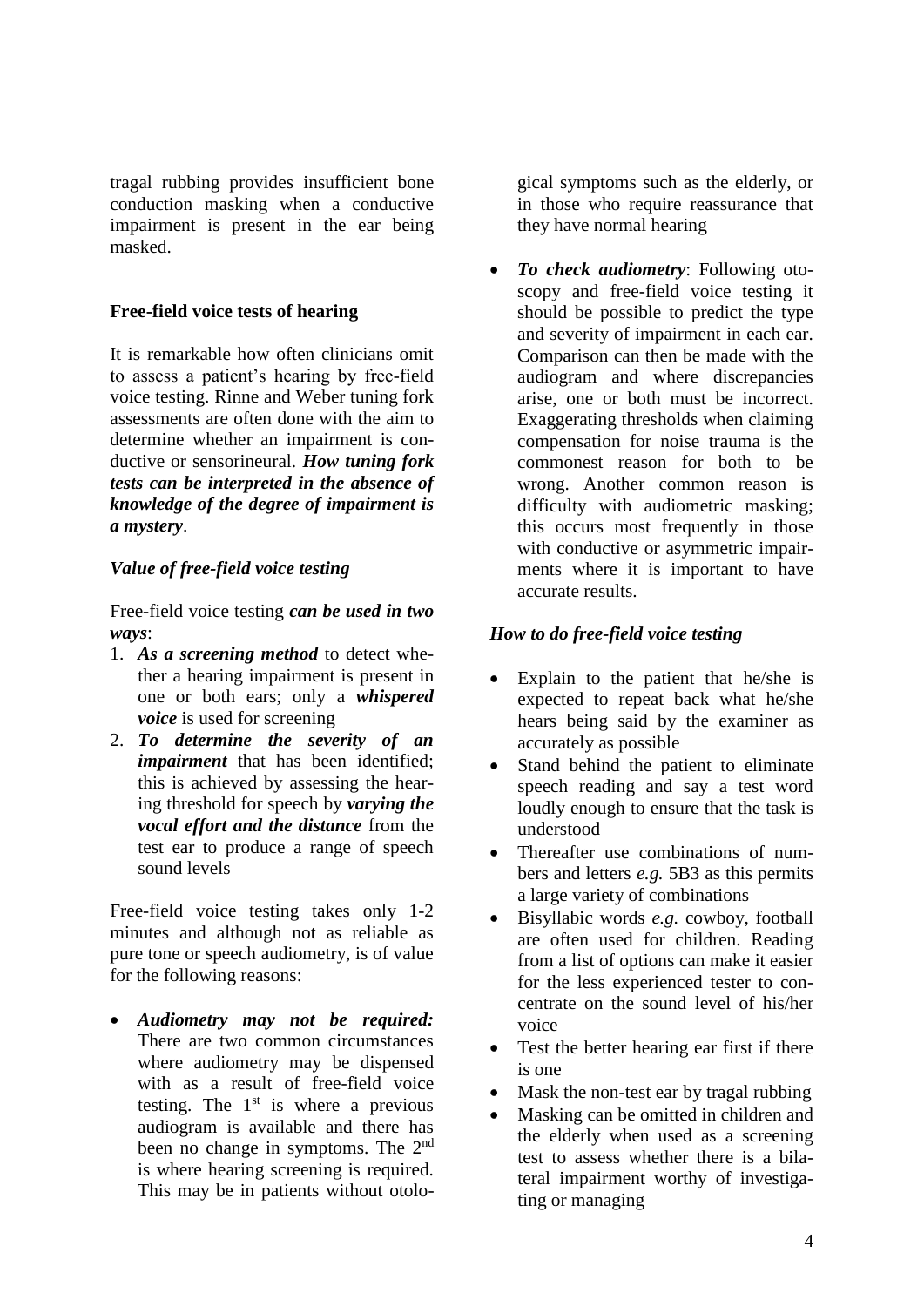tragal rubbing provides insufficient bone conduction masking when a conductive impairment is present in the ear being masked.

## Free-field voice tests of hearing

It is remarkable how often clinicians omit to assess a patient's hearing by free-field voice testing. Rinne and Weber tuning fork assessments are often done with the aim to determine whether an impairment is conductive or sensorineural. ***How tuning fork tests can be interpreted in the absence of knowledge of the degree of impairment is a mystery***.

### *Value of free-field voice testing*

Free-field voice testing ***can be used in two ways***:

1. ***As a screening method*** to detect whether a hearing impairment is present in one or both ears; only a ***whispered voice*** is used for screening
2. ***To determine the severity of an impairment*** that has been identified; this is achieved by assessing the hearing threshold for speech by ***varying the vocal effort and the distance*** from the test ear to produce a range of speech sound levels

Free-field voice testing takes only 1-2 minutes and although not as reliable as pure tone or speech audiometry, is of value for the following reasons:

- ***Audiometry may not be required:*** There are two common circumstances where audiometry may be dispensed with as a result of free-field voice testing. The 1st is where a previous audiogram is available and there has been no change in symptoms. The 2nd is where hearing screening is required. This may be in patients without otological symptoms such as the elderly, or in those who require reassurance that they have normal hearing
- ***To check audiometry***: Following otoscopy and free-field voice testing it should be possible to predict the type and severity of impairment in each ear. Comparison can then be made with the audiogram and where discrepancies arise, one or both must be incorrect. Exaggerating thresholds when claiming compensation for noise trauma is the commonest reason for both to be wrong. Another common reason is difficulty with audiometric masking; this occurs most frequently in those with conductive or asymmetric impairments where it is important to have accurate results.

### *How to do free-field voice testing*

- Explain to the patient that he/she is expected to repeat back what he/she hears being said by the examiner as accurately as possible
- Stand behind the patient to eliminate speech reading and say a test word loudly enough to ensure that the task is understood
- Thereafter use combinations of numbers and letters *e.g.* 5B3 as this permits a large variety of combinations
- Bisyllabic words *e.g.* cowboy, football are often used for children. Reading from a list of options can make it easier for the less experienced tester to concentrate on the sound level of his/her voice
- Test the better hearing ear first if there is one
- Mask the non-test ear by tragal rubbing
- Masking can be omitted in children and the elderly when used as a screening test to assess whether there is a bilateral impairment worthy of investigating or managing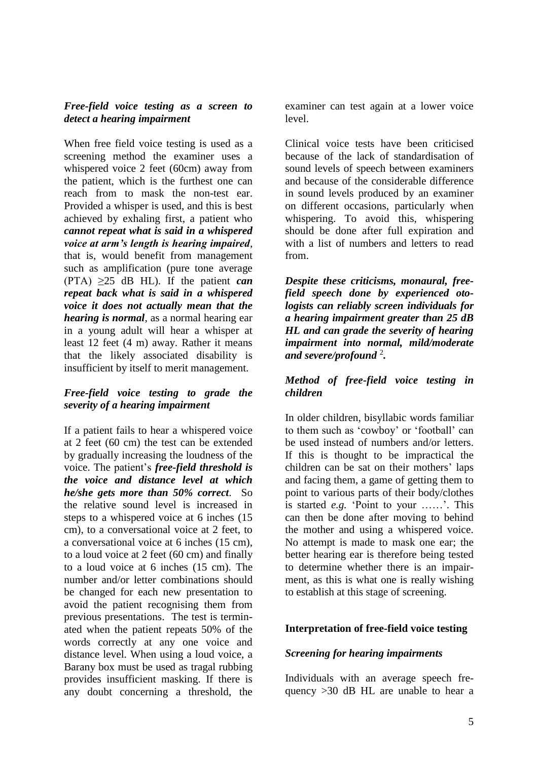### *Free-field voice testing as a screen to detect a hearing impairment*

When free field voice testing is used as a screening method the examiner uses a whispered voice 2 feet (60cm) away from the patient, which is the furthest one can reach from to mask the non-test ear. Provided a whisper is used, and this is best achieved by exhaling first, a patient who ***cannot repeat what is said in a whispered voice at arm's length is hearing impaired***, that is, would benefit from management such as amplification (pure tone average (PTA) ≥25 dB HL). If the patient ***can repeat back what is said in a whispered voice it does not actually mean that the hearing is normal***, as a normal hearing ear in a young adult will hear a whisper at least 12 feet (4 m) away. Rather it means that the likely associated disability is insufficient by itself to merit management.

### *Free-field voice testing to grade the severity of a hearing impairment*

If a patient fails to hear a whispered voice at 2 feet (60 cm) the test can be extended by gradually increasing the loudness of the voice. The patient's ***free-field threshold is the voice and distance level at which he/she gets more than 50% correct***. So the relative sound level is increased in steps to a whispered voice at 6 inches (15 cm), to a conversational voice at 2 feet, to a conversational voice at 6 inches (15 cm), to a loud voice at 2 feet (60 cm) and finally to a loud voice at 6 inches (15 cm). The number and/or letter combinations should be changed for each new presentation to avoid the patient recognising them from previous presentations. The test is terminated when the patient repeats 50% of the words correctly at any one voice and distance level. When using a loud voice, a Barany box must be used as tragal rubbing provides insufficient masking. If there is any doubt concerning a threshold, the examiner can test again at a lower voice level.

Clinical voice tests have been criticised because of the lack of standardisation of sound levels of speech between examiners and because of the considerable difference in sound levels produced by an examiner on different occasions, particularly when whispering. To avoid this, whispering should be done after full expiration and with a list of numbers and letters to read from.

***Despite these criticisms, monaural, free-field speech done by experienced oto-logists can reliably screen individuals for a hearing impairment greater than 25 dB HL and can grade the severity of hearing impairment into normal, mild/moderate and severe/profound*** [2]***.***

### *Method of free-field voice testing in children*

In older children, bisyllabic words familiar to them such as 'cowboy' or 'football' can be used instead of numbers and/or letters. If this is thought to be impractical the children can be sat on their mothers' laps and facing them, a game of getting them to point to various parts of their body/clothes is started *e.g.* 'Point to your ……'. This can then be done after moving to behind the mother and using a whispered voice. No attempt is made to mask one ear; the better hearing ear is therefore being tested to determine whether there is an impairment, as this is what one is really wishing to establish at this stage of screening.

## Interpretation of free-field voice testing

### *Screening for hearing impairments*

Individuals with an average speech frequency >30 dB HL are unable to hear a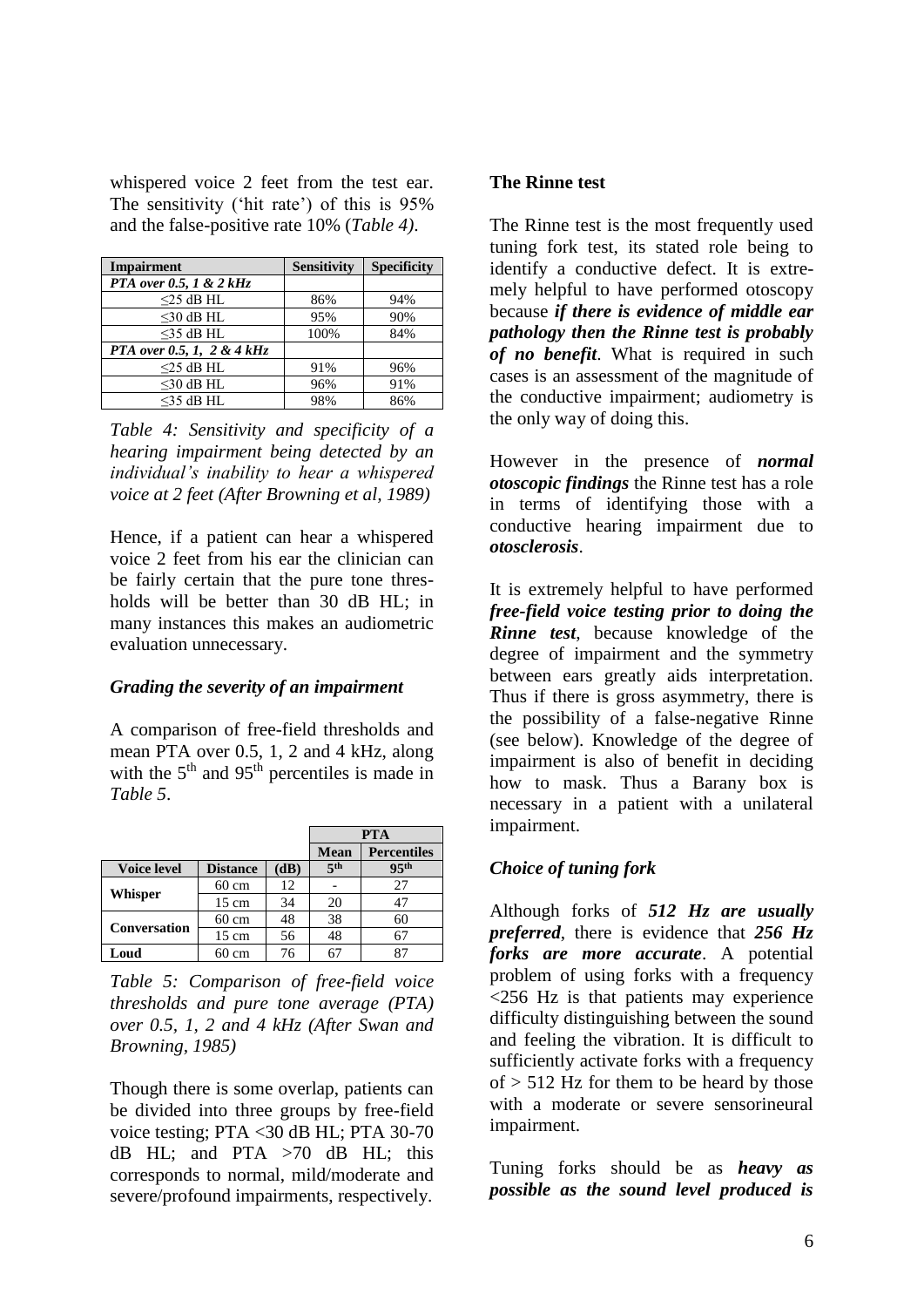whispered voice 2 feet from the test ear. The sensitivity ('hit rate') of this is 95% and the false-positive rate 10% (*Table 4)*.

| Impairment | Sensitivity | Specificity |
|---|---|---|
| *PTA over 0.5, 1 & 2 kHz* | | |
| ≤25 dB HL | 86% | 94% |
| ≤30 dB HL | 95% | 90% |
| ≤35 dB HL | 100% | 84% |
| *PTA over 0.5, 1, 2 & 4 kHz* | | |
| ≤25 dB HL | 91% | 96% |
| ≤30 dB HL | 96% | 91% |
| ≤35 dB HL | 98% | 86% |

*Table 4: Sensitivity and specificity of a hearing impairment being detected by an individual's inability to hear a whispered voice at 2 feet (After Browning et al, 1989)*

Hence, if a patient can hear a whispered voice 2 feet from his ear the clinician can be fairly certain that the pure tone thresholds will be better than 30 dB HL; in many instances this makes an audiometric evaluation unnecessary.

### *Grading the severity of an impairment*

A comparison of free-field thresholds and mean PTA over 0.5, 1, 2 and 4 kHz, along with the 5th and 95th percentiles is made in *Table 5*.

| | | | PTA | |
|---|---|---|---|---|
| | | | Mean | Percentiles |
| Voice level | Distance | (dB) | 5th | 95th |
| Whisper | 60 cm | 12 | - | 27 |
| | 15 cm | 34 | 20 | 47 |
| Conversation | 60 cm | 48 | 38 | 60 |
| | 15 cm | 56 | 48 | 67 |
| Loud | 60 cm | 76 | 67 | 87 |

*Table 5: Comparison of free-field voice thresholds and pure tone average (PTA) over 0.5, 1, 2 and 4 kHz (After Swan and Browning, 1985)*

Though there is some overlap, patients can be divided into three groups by free-field voice testing; PTA <30 dB HL; PTA 30-70 dB HL; and PTA >70 dB HL; this corresponds to normal, mild/moderate and severe/profound impairments, respectively.

### The Rinne test

The Rinne test is the most frequently used tuning fork test, its stated role being to identify a conductive defect. It is extremely helpful to have performed otoscopy because ***if there is evidence of middle ear pathology then the Rinne test is probably of no benefit***. What is required in such cases is an assessment of the magnitude of the conductive impairment; audiometry is the only way of doing this.

However in the presence of ***normal otoscopic findings*** the Rinne test has a role in terms of identifying those with a conductive hearing impairment due to ***otosclerosis***.

It is extremely helpful to have performed ***free-field voice testing prior to doing the Rinne test***, because knowledge of the degree of impairment and the symmetry between ears greatly aids interpretation. Thus if there is gross asymmetry, there is the possibility of a false-negative Rinne (see below). Knowledge of the degree of impairment is also of benefit in deciding how to mask. Thus a Barany box is necessary in a patient with a unilateral impairment.

### *Choice of tuning fork*

Although forks of ***512 Hz are usually preferred***, there is evidence that ***256 Hz forks are more accurate***. A potential problem of using forks with a frequency <256 Hz is that patients may experience difficulty distinguishing between the sound and feeling the vibration. It is difficult to sufficiently activate forks with a frequency of > 512 Hz for them to be heard by those with a moderate or severe sensorineural impairment.

Tuning forks should be as ***heavy as possible as the sound level produced is***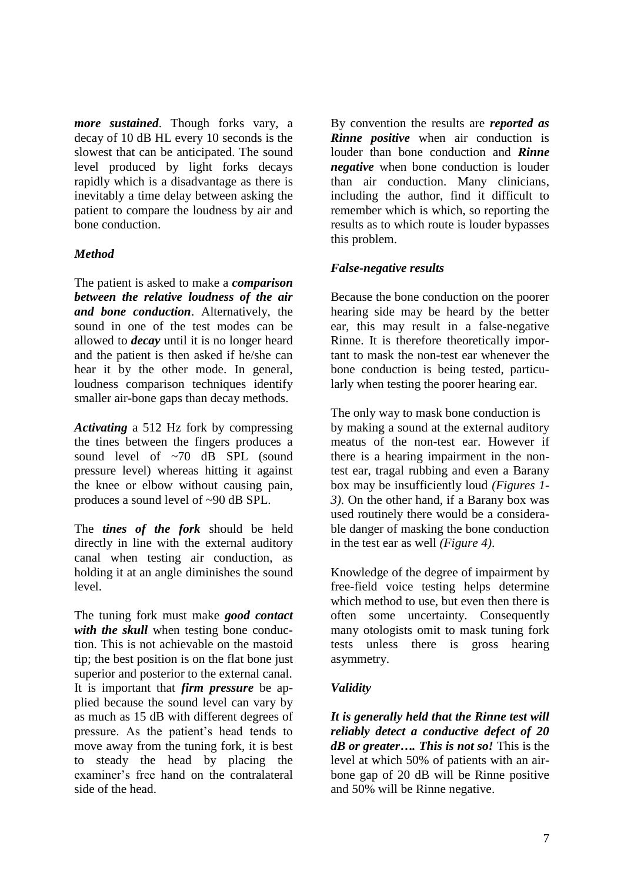***more sustained***. Though forks vary, a decay of 10 dB HL every 10 seconds is the slowest that can be anticipated. The sound level produced by light forks decays rapidly which is a disadvantage as there is inevitably a time delay between asking the patient to compare the loudness by air and bone conduction.

### *Method*

The patient is asked to make a ***comparison between the relative loudness of the air and bone conduction***. Alternatively, the sound in one of the test modes can be allowed to ***decay*** until it is no longer heard and the patient is then asked if he/she can hear it by the other mode. In general, loudness comparison techniques identify smaller air-bone gaps than decay methods.

***Activating*** a 512 Hz fork by compressing the tines between the fingers produces a sound level of ~70 dB SPL (sound pressure level) whereas hitting it against the knee or elbow without causing pain, produces a sound level of ~90 dB SPL.

The ***tines of the fork*** should be held directly in line with the external auditory canal when testing air conduction, as holding it at an angle diminishes the sound level.

The tuning fork must make ***good contact with the skull*** when testing bone conduction. This is not achievable on the mastoid tip; the best position is on the flat bone just superior and posterior to the external canal. It is important that ***firm pressure*** be applied because the sound level can vary by as much as 15 dB with different degrees of pressure. As the patient's head tends to move away from the tuning fork, it is best to steady the head by placing the examiner's free hand on the contralateral side of the head.

By convention the results are ***reported as Rinne positive*** when air conduction is louder than bone conduction and ***Rinne negative*** when bone conduction is louder than air conduction. Many clinicians, including the author, find it difficult to remember which is which, so reporting the results as to which route is louder bypasses this problem.

### *False-negative results*

Because the bone conduction on the poorer hearing side may be heard by the better ear, this may result in a false-negative Rinne. It is therefore theoretically important to mask the non-test ear whenever the bone conduction is being tested, particularly when testing the poorer hearing ear.

The only way to mask bone conduction is by making a sound at the external auditory meatus of the non-test ear. However if there is a hearing impairment in the non-test ear, tragal rubbing and even a Barany box may be insufficiently loud *(Figures 1-3)*. On the other hand, if a Barany box was used routinely there would be a considerable danger of masking the bone conduction in the test ear as well *(Figure 4)*.

Knowledge of the degree of impairment by free-field voice testing helps determine which method to use, but even then there is often some uncertainty. Consequently many otologists omit to mask tuning fork tests unless there is gross hearing asymmetry.

### *Validity*

***It is generally held that the Rinne test will reliably detect a conductive defect of 20 dB or greater…. This is not so!*** This is the level at which 50% of patients with an air-bone gap of 20 dB will be Rinne positive and 50% will be Rinne negative.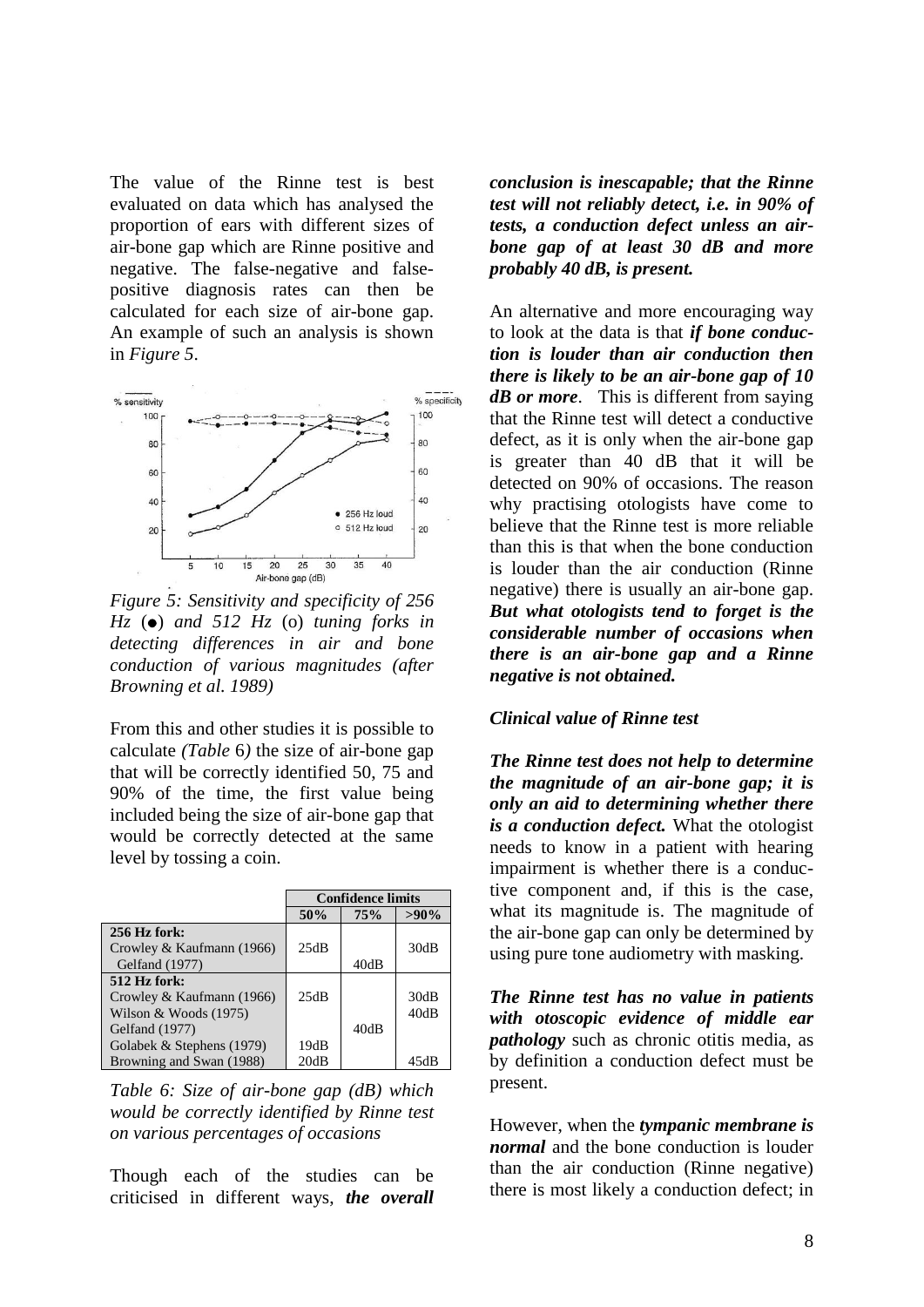The value of the Rinne test is best evaluated on data which has analysed the proportion of ears with different sizes of air-bone gap which are Rinne positive and negative. The false-negative and false-positive diagnosis rates can then be calculated for each size of air-bone gap. An example of such an analysis is shown in *Figure 5*.

*Figure 5: Sensitivity and specificity of 256 Hz (●) and 512 Hz (o) tuning forks in detecting differences in air and bone conduction of various magnitudes (after Browning et al. 1989)*

From this and other studies it is possible to calculate *(Table 6)* the size of air-bone gap that will be correctly identified 50, 75 and 90% of the time, the first value being included being the size of air-bone gap that would be correctly detected at the same level by tossing a coin.

| | Confidence limits | | |
|---|---|---|---|
| | **50%** | **75%** | **>90%** |
| **256 Hz fork:** | | | |
| Crowley & Kaufmann (1966) | 25dB | | 30dB |
| Gelfand (1977) | | 40dB | |
| **512 Hz fork:** | | | |
| Crowley & Kaufmann (1966) | 25dB | | 30dB |
| Wilson & Woods (1975) | | | 40dB |
| Gelfand (1977) | | 40dB | |
| Golabek & Stephens (1979) | 19dB | | |
| Browning and Swan (1988) | 20dB | | 45dB |

*Table 6: Size of air-bone gap (dB) which would be correctly identified by Rinne test on various percentages of occasions*

Though each of the studies can be criticised in different ways, ***the overall conclusion is inescapable; that the Rinne test will not reliably detect, i.e. in 90% of tests, a conduction defect unless an air-bone gap of at least 30 dB and more probably 40 dB, is present.***

An alternative and more encouraging way to look at the data is that ***if bone conduction is louder than air conduction then there is likely to be an air-bone gap of 10 dB or more***. This is different from saying that the Rinne test will detect a conductive defect, as it is only when the air-bone gap is greater than 40 dB that it will be detected on 90% of occasions. The reason why practising otologists have come to believe that the Rinne test is more reliable than this is that when the bone conduction is louder than the air conduction (Rinne negative) there is usually an air-bone gap. ***But what otologists tend to forget is the considerable number of occasions when there is an air-bone gap and a Rinne negative is not obtained.***

### *Clinical value of Rinne test*

***The Rinne test does not help to determine the magnitude of an air-bone gap; it is only an aid to determining whether there is a conduction defect.*** What the otologist needs to know in a patient with hearing impairment is whether there is a conductive component and, if this is the case, what its magnitude is. The magnitude of the air-bone gap can only be determined by using pure tone audiometry with masking.

***The Rinne test has no value in patients with otoscopic evidence of middle ear pathology*** such as chronic otitis media, as by definition a conduction defect must be present.

However, when the ***tympanic membrane is normal*** and the bone conduction is louder than the air conduction (Rinne negative) there is most likely a conduction defect; in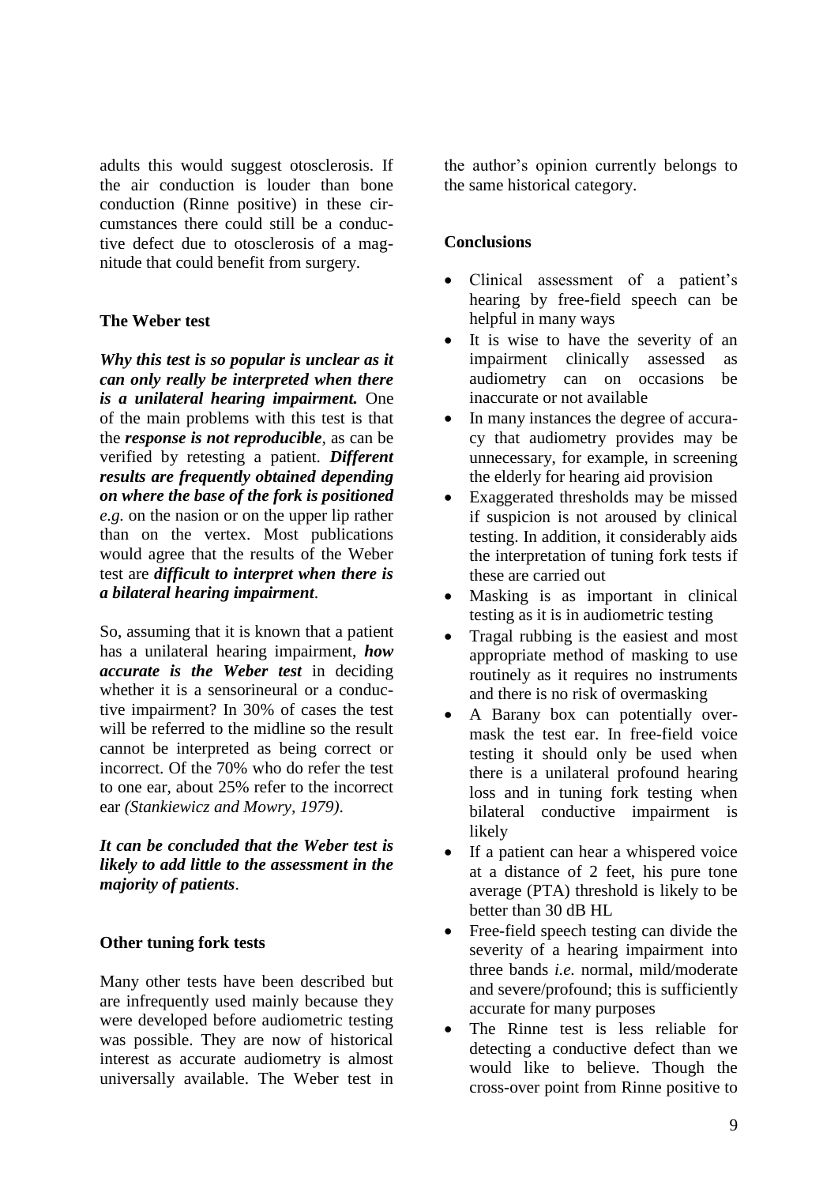adults this would suggest otosclerosis. If the air conduction is louder than bone conduction (Rinne positive) in these circumstances there could still be a conductive defect due to otosclerosis of a magnitude that could benefit from surgery.

### The Weber test

***Why this test is so popular is unclear as it can only really be interpreted when there is a unilateral hearing impairment.*** One of the main problems with this test is that the ***response is not reproducible***, as can be verified by retesting a patient. ***Different results are frequently obtained depending on where the base of the fork is positioned*** *e.g.* on the nasion or on the upper lip rather than on the vertex. Most publications would agree that the results of the Weber test are ***difficult to interpret when there is a bilateral hearing impairment***.

So, assuming that it is known that a patient has a unilateral hearing impairment, ***how accurate is the Weber test*** in deciding whether it is a sensorineural or a conductive impairment? In 30% of cases the test will be referred to the midline so the result cannot be interpreted as being correct or incorrect. Of the 70% who do refer the test to one ear, about 25% refer to the incorrect ear *(Stankiewicz and Mowry, 1979)*.

***It can be concluded that the Weber test is likely to add little to the assessment in the majority of patients***.

### Other tuning fork tests

Many other tests have been described but are infrequently used mainly because they were developed before audiometric testing was possible. They are now of historical interest as accurate audiometry is almost universally available. The Weber test in the author's opinion currently belongs to the same historical category.

### Conclusions

- Clinical assessment of a patient's hearing by free-field speech can be helpful in many ways
- It is wise to have the severity of an impairment clinically assessed as audiometry can on occasions be inaccurate or not available
- In many instances the degree of accuracy that audiometry provides may be unnecessary, for example, in screening the elderly for hearing aid provision
- Exaggerated thresholds may be missed if suspicion is not aroused by clinical testing. In addition, it considerably aids the interpretation of tuning fork tests if these are carried out
- Masking is as important in clinical testing as it is in audiometric testing
- Tragal rubbing is the easiest and most appropriate method of masking to use routinely as it requires no instruments and there is no risk of overmasking
- A Barany box can potentially overmask the test ear. In free-field voice testing it should only be used when there is a unilateral profound hearing loss and in tuning fork testing when bilateral conductive impairment is likely
- If a patient can hear a whispered voice at a distance of 2 feet, his pure tone average (PTA) threshold is likely to be better than 30 dB HL
- Free-field speech testing can divide the severity of a hearing impairment into three bands *i.e.* normal, mild/moderate and severe/profound; this is sufficiently accurate for many purposes
- The Rinne test is less reliable for detecting a conductive defect than we would like to believe. Though the cross-over point from Rinne positive to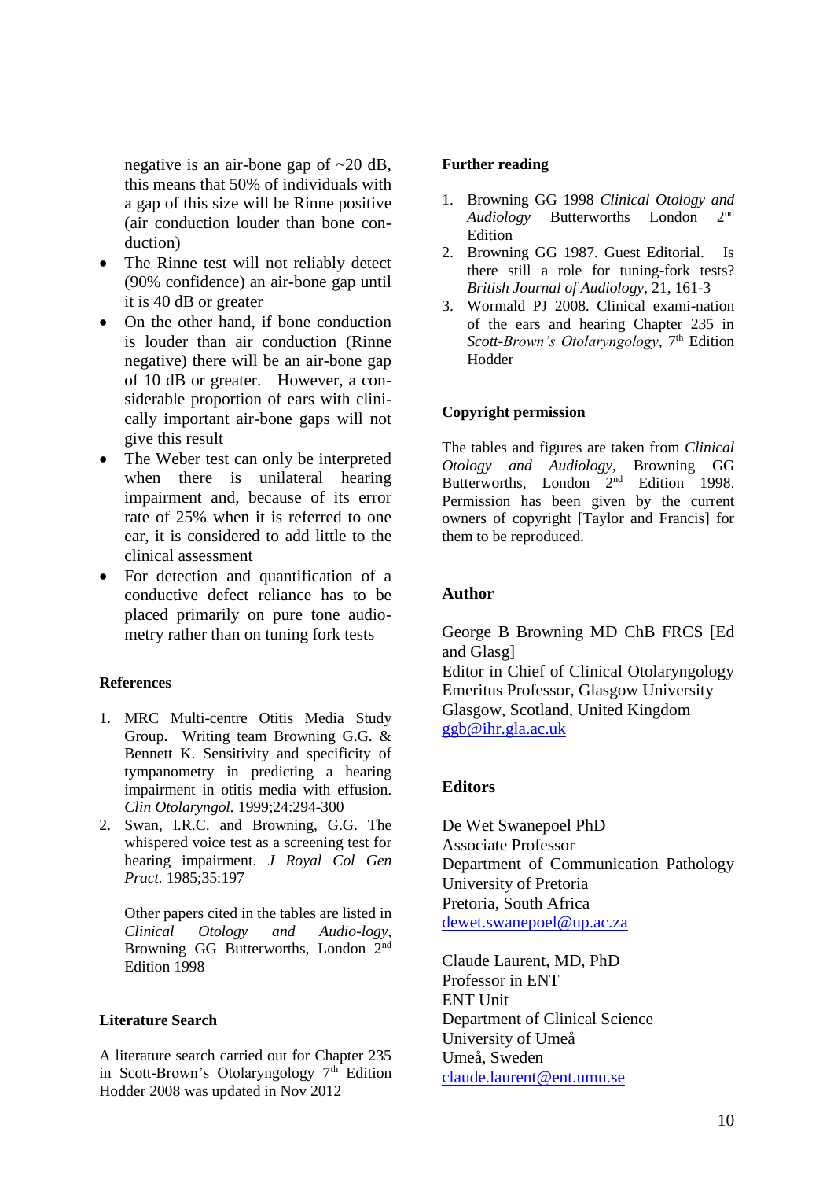negative is an air-bone gap of ~20 dB, this means that 50% of individuals with a gap of this size will be Rinne positive (air conduction louder than bone conduction)

- The Rinne test will not reliably detect (90% confidence) an air-bone gap until it is 40 dB or greater
- On the other hand, if bone conduction is louder than air conduction (Rinne negative) there will be an air-bone gap of 10 dB or greater. However, a considerable proportion of ears with clinically important air-bone gaps will not give this result
- The Weber test can only be interpreted when there is unilateral hearing impairment and, because of its error rate of 25% when it is referred to one ear, it is considered to add little to the clinical assessment
- For detection and quantification of a conductive defect reliance has to be placed primarily on pure tone audiometry rather than on tuning fork tests

**References**

1. MRC Multi-centre Otitis Media Study Group. Writing team Browning G.G. & Bennett K. Sensitivity and specificity of tympanometry in predicting a hearing impairment in otitis media with effusion. *Clin Otolaryngol.* 1999;24:294-300
2. Swan, I.R.C. and Browning, G.G. The whispered voice test as a screening test for hearing impairment. *J Royal Col Gen Pract.* 1985;35:197

Other papers cited in the tables are listed in *Clinical Otology and Audio-logy*, Browning GG Butterworths, London 2nd Edition 1998

**Literature Search**

A literature search carried out for Chapter 235 in Scott-Brown's Otolaryngology 7th Edition Hodder 2008 was updated in Nov 2012

**Further reading**

1. Browning GG 1998 *Clinical Otology and Audiology* Butterworths London 2nd Edition
2. Browning GG 1987. Guest Editorial. Is there still a role for tuning-fork tests? *British Journal of Audiology*, 21, 161-3
3. Wormald PJ 2008. Clinical exami-nation of the ears and hearing Chapter 235 in *Scott-Brown's Otolaryngology*, 7th Edition Hodder

**Copyright permission**

The tables and figures are taken from *Clinical Otology and Audiology*, Browning GG Butterworths, London 2nd Edition 1998. Permission has been given by the current owners of copyright [Taylor and Francis] for them to be reproduced.

## Author

George B Browning MD ChB FRCS [Ed and Glasg]
Editor in Chief of Clinical Otolaryngology
Emeritus Professor, Glasgow University
Glasgow, Scotland, United Kingdom
ggb@ihr.gla.ac.uk

## Editors

De Wet Swanepoel PhD
Associate Professor
Department of Communication Pathology
University of Pretoria
Pretoria, South Africa
dewet.swanepoel@up.ac.za

Claude Laurent, MD, PhD
Professor in ENT
ENT Unit
Department of Clinical Science
University of Umeå
Umeå, Sweden
claude.laurent@ent.umu.se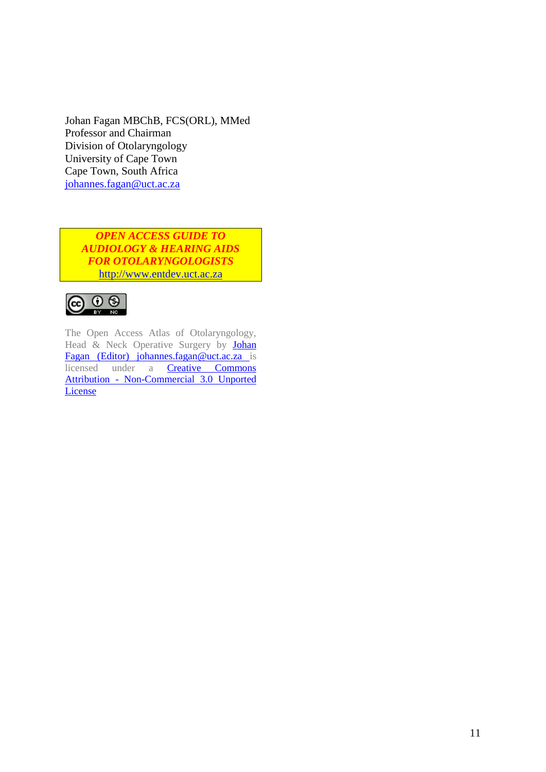Johan Fagan MBChB, FCS(ORL), MMed
Professor and Chairman
Division of Otolaryngology
University of Cape Town
Cape Town, South Africa
johannes.fagan@uct.ac.za

***OPEN ACCESS GUIDE TO AUDIOLOGY & HEARING AIDS FOR OTOLARYNGOLOGISTS***
http://www.entdev.uct.ac.za

The Open Access Atlas of Otolaryngology, Head & Neck Operative Surgery by Johan Fagan (Editor) johannes.fagan@uct.ac.za is licensed under a Creative Commons Attribution - Non-Commercial 3.0 Unported License